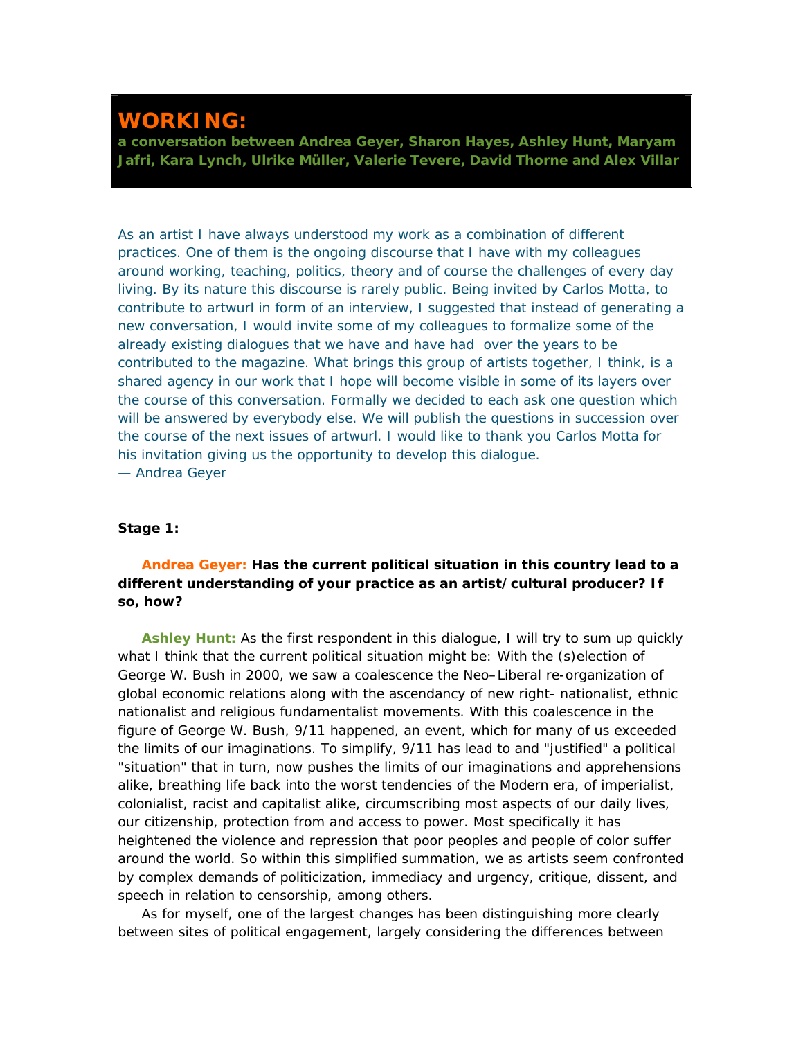# WORKING:

**a conversation between Andrea Geyer, Sharon Hayes, Ashley Hunt, Maryam Jafri, Kara Lynch, Ulrike Müller, Valerie Tevere, David Thorne and Alex Villar**

As an artist I have always understood my work as a combination of different practices. One of them is the ongoing discourse that I have with my colleagues around working, teaching, politics, theory and of course the challenges of every day living. By its nature this discourse is rarely public. Being invited by Carlos Motta, to contribute to artwurl in form of an interview, I suggested that instead of generating a new conversation, I would invite some of my colleagues to formalize some of the already existing dialogues that we have and have had over the years to be contributed to the magazine. What brings this group of artists together, I think, is a shared agency in our work that I hope will become visible in some of its layers over the course of this conversation. Formally we decided to each ask one question which will be answered by everybody else. We will publish the questions in succession over the course of the next issues of artwurl. I would like to thank you Carlos Motta for his invitation giving us the opportunity to develop this dialogue.
— Andrea Geyer

**Stage 1:**

**Andrea Geyer: Has the current political situation in this country lead to a different understanding of your practice as an artist/cultural producer? If so, how?**

**Ashley Hunt:** As the first respondent in this dialogue, I will try to sum up quickly what I think that the current political situation might be: With the (s)election of George W. Bush in 2000, we saw a coalescence the Neo–Liberal re-organization of global economic relations along with the ascendancy of new right- nationalist, ethnic nationalist and religious fundamentalist movements. With this coalescence in the figure of George W. Bush, 9/11 happened, an event, which for many of us exceeded the limits of our imaginations. To simplify, 9/11 has lead to and "justified" a political "situation" that in turn, now pushes the limits of our imaginations and apprehensions alike, breathing life back into the worst tendencies of the Modern era, of imperialist, colonialist, racist and capitalist alike, circumscribing most aspects of our daily lives, our citizenship, protection from and access to power. Most specifically it has heightened the violence and repression that poor peoples and people of color suffer around the world. So within this simplified summation, we as artists seem confronted by complex demands of politicization, immediacy and urgency, critique, dissent, and speech in relation to censorship, among others.

As for myself, one of the largest changes has been distinguishing more clearly between sites of political engagement, largely considering the differences between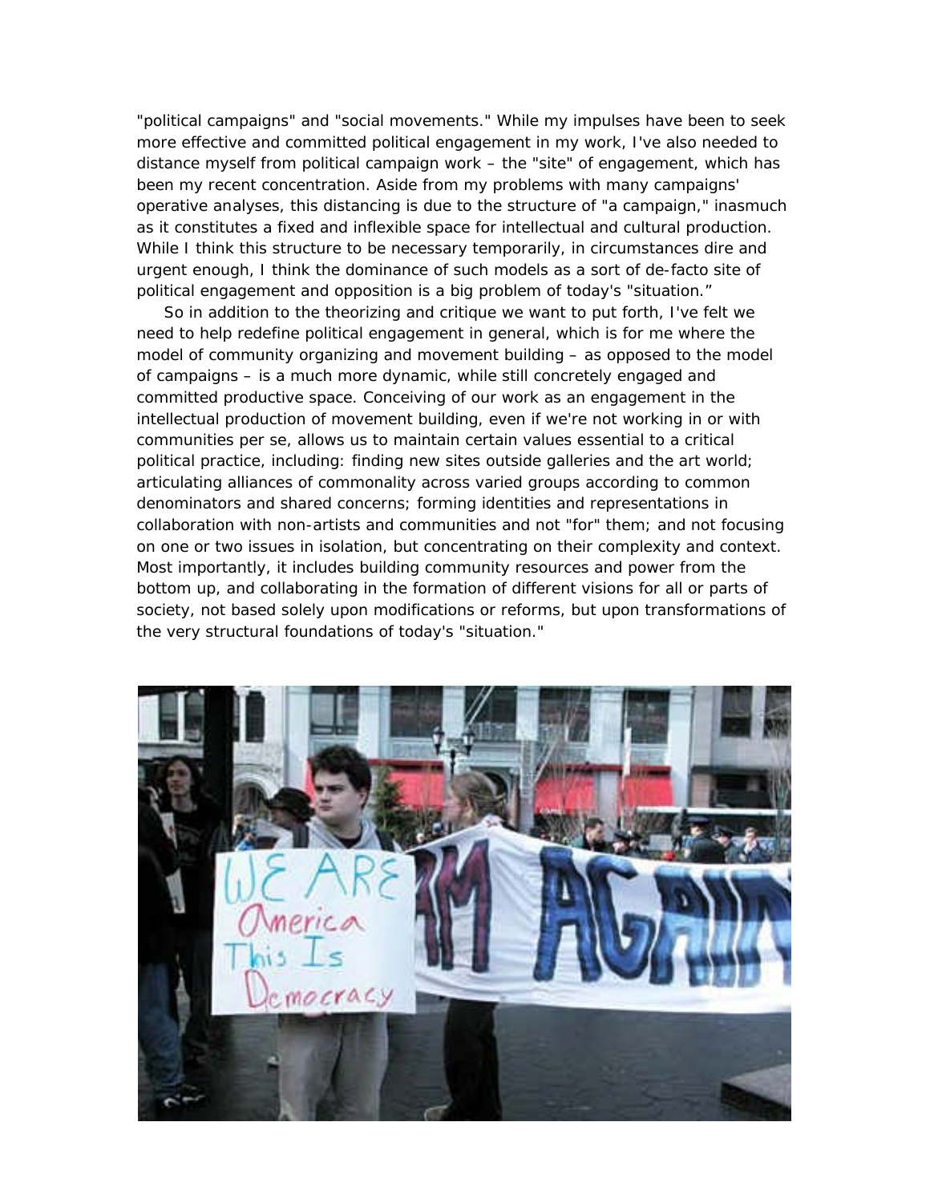"political campaigns" and "social movements." While my impulses have been to seek more effective and committed political engagement in my work, I've also needed to distance myself from political campaign work – the "site" of engagement, which has been my recent concentration. Aside from my problems with many campaigns' operative analyses, this distancing is due to the structure of "a campaign," inasmuch as it constitutes a fixed and inflexible space for intellectual and cultural production. While I think this structure to be necessary temporarily, in circumstances dire and urgent enough, I think the dominance of such models as a sort of de-facto site of political engagement and opposition is a big problem of today's "situation."

So in addition to the theorizing and critique we want to put forth, I've felt we need to help redefine political engagement in general, which is for me where the model of community organizing and movement building – as opposed to the model of campaigns – is a much more dynamic, while still concretely engaged and committed productive space. Conceiving of our work as an engagement in the intellectual production of movement building, even if we're not working in or with communities per se, allows us to maintain certain values essential to a critical political practice, including: finding new sites outside galleries and the art world; articulating alliances of commonality across varied groups according to common denominators and shared concerns; forming identities and representations in collaboration with non-artists and communities and not "for" them; and not focusing on one or two issues in isolation, but concentrating on their complexity and context. Most importantly, it includes building community resources and power from the bottom up, and collaborating in the formation of different visions for all or parts of society, not based solely upon modifications or reforms, but upon transformations of the very structural foundations of today's "situation."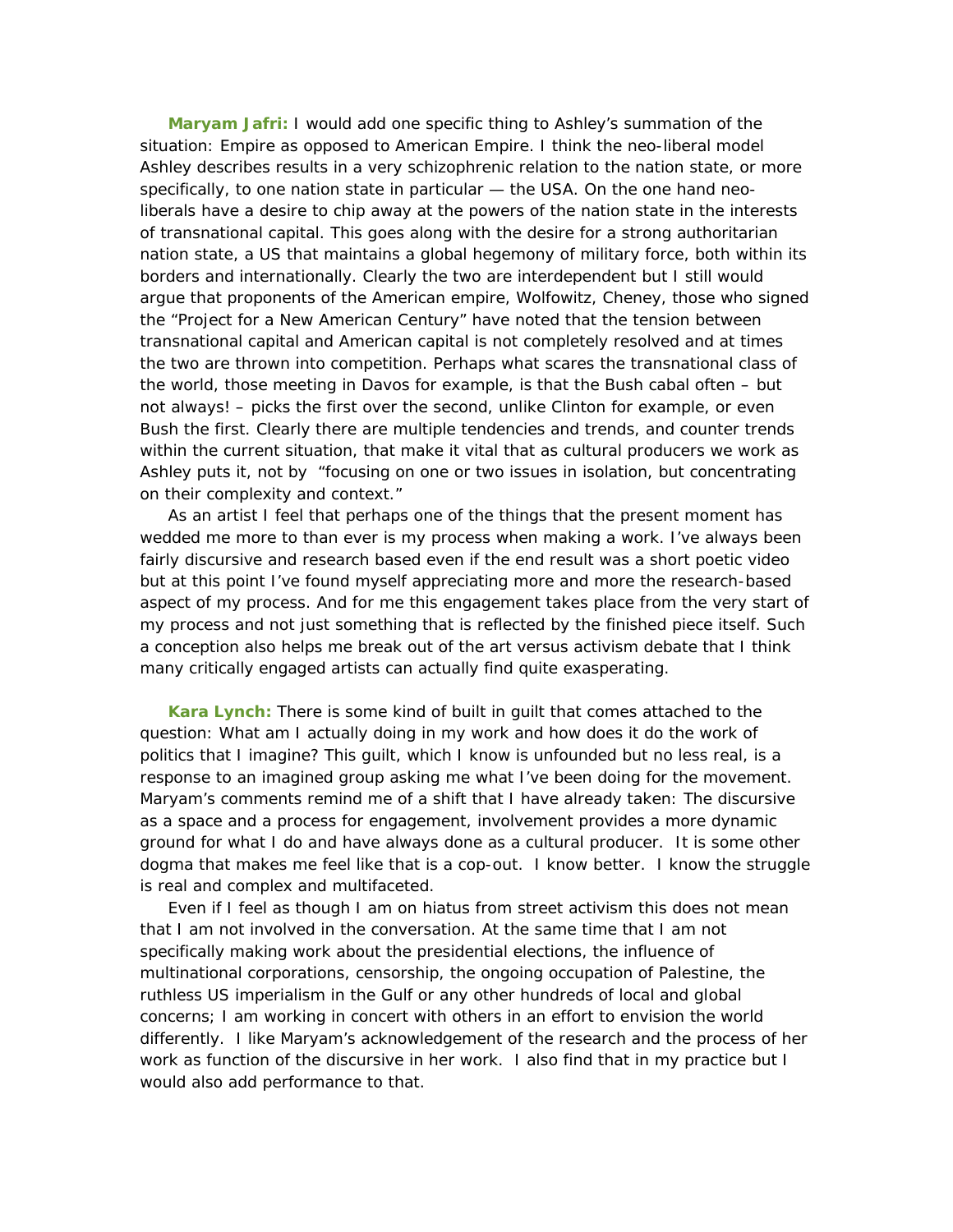**Maryam Jafri:** I would add one specific thing to Ashley's summation of the situation: Empire as opposed to American Empire. I think the neo-liberal model Ashley describes results in a very schizophrenic relation to the nation state, or more specifically, to one nation state in particular — the USA. On the one hand neo-liberals have a desire to chip away at the powers of the nation state in the interests of transnational capital. This goes along with the desire for a strong authoritarian nation state, a US that maintains a global hegemony of military force, both within its borders and internationally. Clearly the two are interdependent but I still would argue that proponents of the American empire, Wolfowitz, Cheney, those who signed the "Project for a New American Century" have noted that the tension between transnational capital and American capital is not completely resolved and at times the two are thrown into competition. Perhaps what scares the transnational class of the world, those meeting in Davos for example, is that the Bush cabal often – but not always! – picks the first over the second, unlike Clinton for example, or even Bush the first. Clearly there are multiple tendencies and trends, and counter trends within the current situation, that make it vital that as cultural producers we work as Ashley puts it, not by "focusing on one or two issues in isolation, but concentrating on their complexity and context."

As an artist I feel that perhaps one of the things that the present moment has wedded me more to than ever is my process when making a work. I've always been fairly discursive and research based even if the end result was a short poetic video but at this point I've found myself appreciating more and more the research-based aspect of my process. And for me this engagement takes place from the very start of my process and not just something that is reflected by the finished piece itself. Such a conception also helps me break out of the art versus activism debate that I think many critically engaged artists can actually find quite exasperating.

**Kara Lynch:** There is some kind of built in guilt that comes attached to the question: What am I actually doing in my work and how does it do the work of politics that I imagine? This guilt, which I know is unfounded but no less real, is a response to an imagined group asking me what I've been doing for the movement. Maryam's comments remind me of a shift that I have already taken: The discursive as a space and a process for engagement, involvement provides a more dynamic ground for what I do and have always done as a cultural producer. It is some other dogma that makes me feel like that is a cop-out. I know better. I know the struggle is real and complex and multifaceted.

Even if I feel as though I am on hiatus from street activism this does not mean that I am not involved in the conversation. At the same time that I am not specifically making work about the presidential elections, the influence of multinational corporations, censorship, the ongoing occupation of Palestine, the ruthless US imperialism in the Gulf or any other hundreds of local and global concerns; I am working in concert with others in an effort to envision the world differently. I like Maryam's acknowledgement of the research and the process of her work as function of the discursive in her work. I also find that in my practice but I would also add performance to that.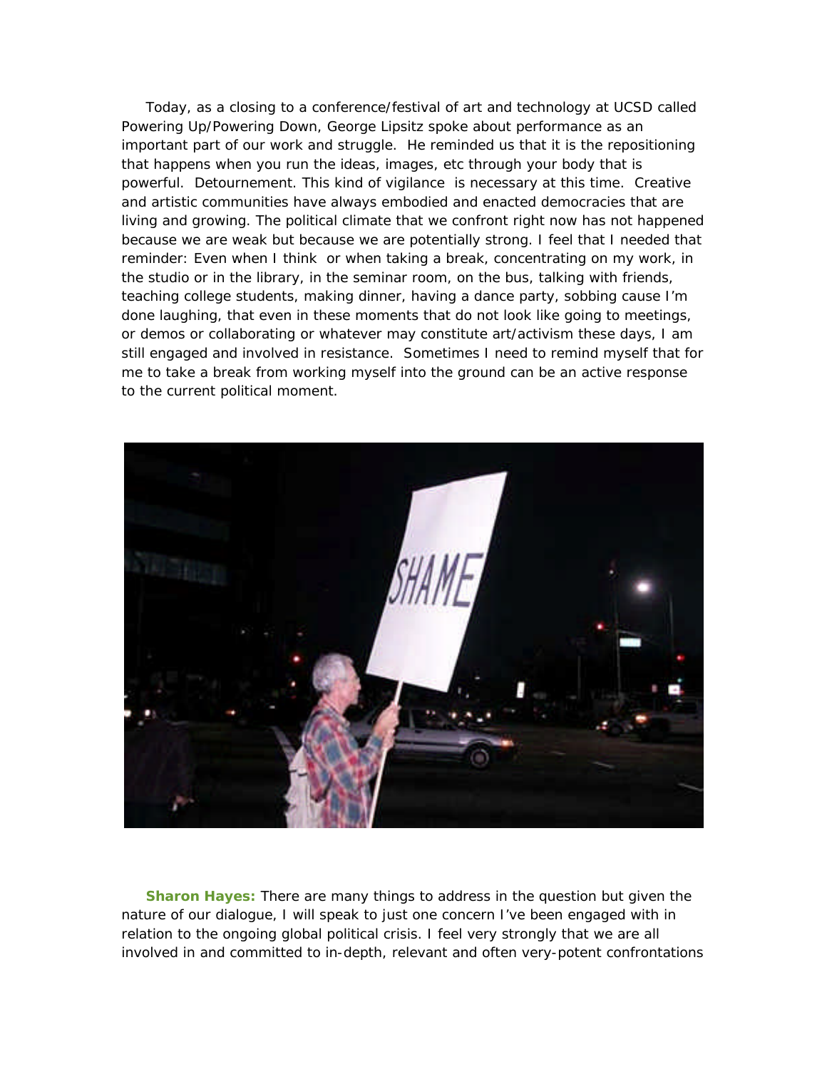Today, as a closing to a conference/festival of art and technology at UCSD called Powering Up/Powering Down, George Lipsitz spoke about performance as an important part of our work and struggle. He reminded us that it is the repositioning that happens when you run the ideas, images, etc through your body that is powerful. Detournement. This kind of vigilance is necessary at this time. Creative and artistic communities have always embodied and enacted democracies that are living and growing. The political climate that we confront right now has not happened because we are weak but because we are potentially strong. I feel that I needed that reminder: Even when I think or when taking a break, concentrating on my work, in the studio or in the library, in the seminar room, on the bus, talking with friends, teaching college students, making dinner, having a dance party, sobbing cause I'm done laughing, that even in these moments that do not look like going to meetings, or demos or collaborating or whatever may constitute art/activism these days, I am still engaged and involved in resistance. Sometimes I need to remind myself that for me to take a break from working myself into the ground can be an active response to the current political moment.

**Sharon Hayes:** There are many things to address in the question but given the nature of our dialogue, I will speak to just one concern I've been engaged with in relation to the ongoing global political crisis. I feel very strongly that we are all involved in and committed to in-depth, relevant and often very-potent confrontations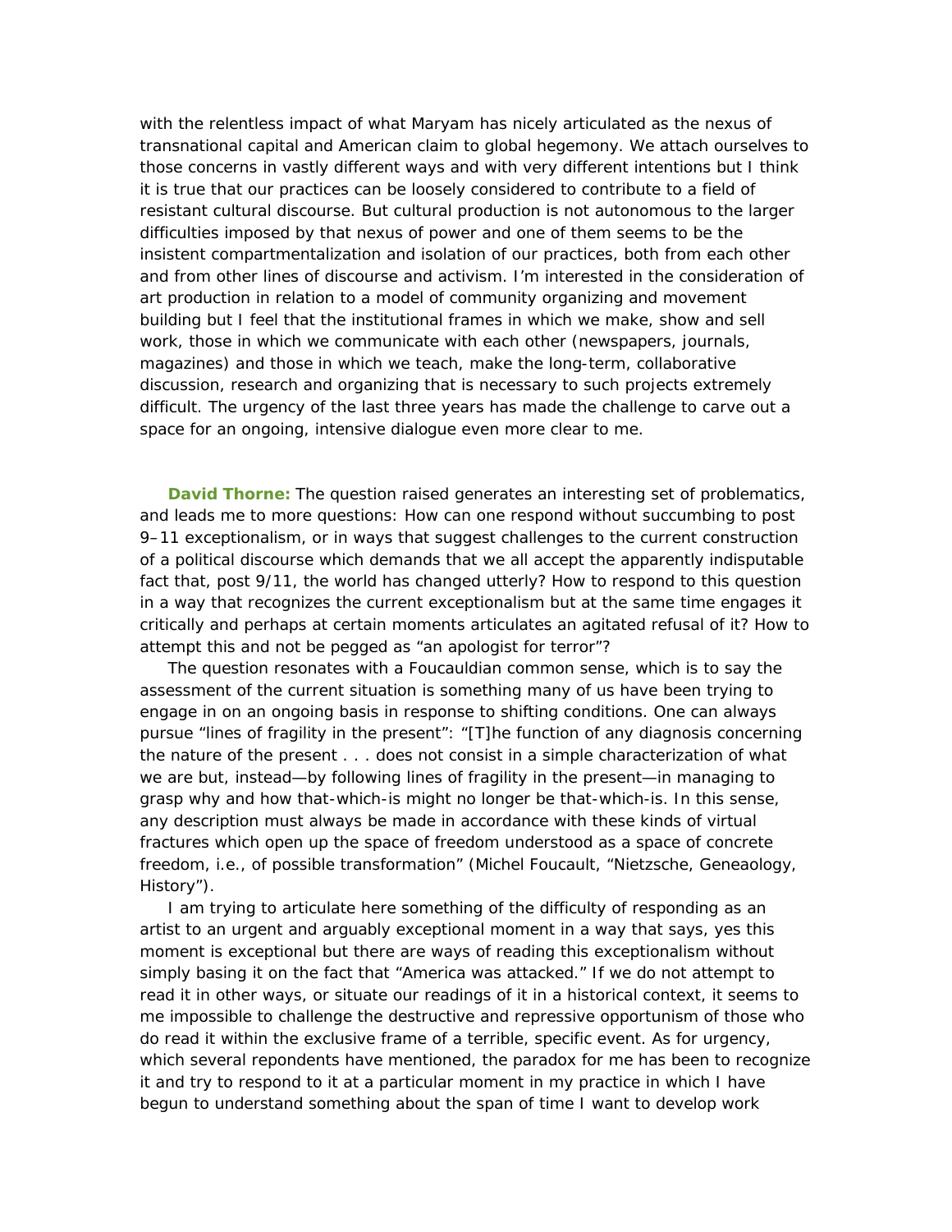with the relentless impact of what Maryam has nicely articulated as the nexus of transnational capital and American claim to global hegemony. We attach ourselves to those concerns in vastly different ways and with very different intentions but I think it is true that our practices can be loosely considered to contribute to a field of resistant cultural discourse. But cultural production is not autonomous to the larger difficulties imposed by that nexus of power and one of them seems to be the insistent compartmentalization and isolation of our practices, both from each other and from other lines of discourse and activism. I'm interested in the consideration of art production in relation to a model of community organizing and movement building but I feel that the institutional frames in which we make, show and sell work, those in which we communicate with each other (newspapers, journals, magazines) and those in which we teach, make the long-term, collaborative discussion, research and organizing that is necessary to such projects extremely difficult. The urgency of the last three years has made the challenge to carve out a space for an ongoing, intensive dialogue even more clear to me.

**David Thorne:** The question raised generates an interesting set of problematics, and leads me to more questions: How can one respond without succumbing to post 9–11 exceptionalism, or in ways that suggest challenges to the current construction of a political discourse which demands that we all accept the apparently indisputable fact that, post 9/11, the world has changed utterly? How to respond to this question in a way that recognizes the current exceptionalism but at the same time engages it critically and perhaps at certain moments articulates an agitated refusal of it? How to attempt this and not be pegged as "an apologist for terror"?

The question resonates with a Foucauldian common sense, which is to say the assessment of the current situation is something many of us have been trying to engage in on an ongoing basis in response to shifting conditions. One can always pursue "lines of fragility in the present": "[T]he function of any diagnosis concerning the nature of the present . . . does not consist in a simple characterization of what we are but, instead—by following lines of fragility in the present—in managing to grasp why and how that-which-is might no longer be that-which-is. In this sense, any description must always be made in accordance with these kinds of virtual fractures which open up the space of freedom understood as a space of concrete freedom, i.e., of possible transformation" (Michel Foucault, "Nietzsche, Geneaology, History").

I am trying to articulate here something of the difficulty of responding as an artist to an urgent and arguably exceptional moment in a way that says, yes this moment is exceptional but there are ways of reading this exceptionalism without simply basing it on the fact that "America was attacked." If we do not attempt to read it in other ways, or situate our readings of it in a historical context, it seems to me impossible to challenge the destructive and repressive opportunism of those who do read it within the exclusive frame of a terrible, specific event. As for urgency, which several repondents have mentioned, the paradox for me has been to recognize it and try to respond to it at a particular moment in my practice in which I have begun to understand something about the span of time I want to develop work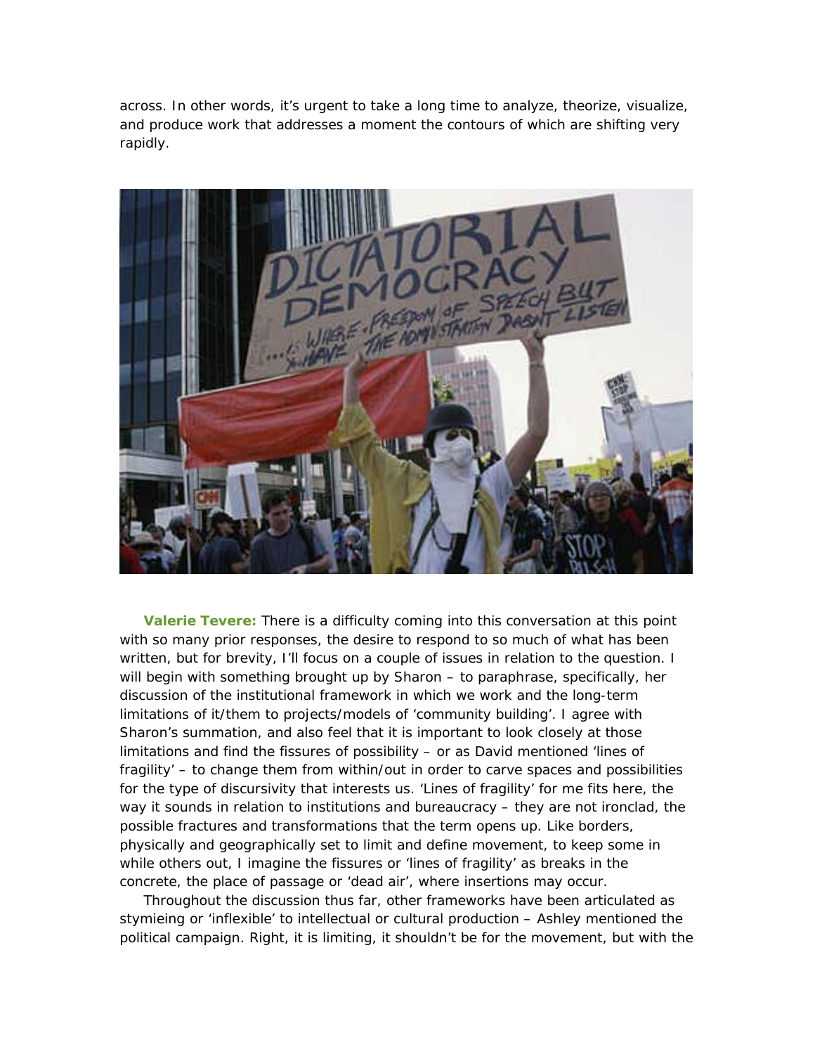across. In other words, it's urgent to take a long time to analyze, theorize, visualize, and produce work that addresses a moment the contours of which are shifting very rapidly.

**Valerie Tevere:** There is a difficulty coming into this conversation at this point with so many prior responses, the desire to respond to so much of what has been written, but for brevity, I'll focus on a couple of issues in relation to the question. I will begin with something brought up by Sharon – to paraphrase, specifically, her discussion of the institutional framework in which we work and the long-term limitations of it/them to projects/models of 'community building'. I agree with Sharon's summation, and also feel that it is important to look closely at those limitations and find the fissures of possibility – or as David mentioned 'lines of fragility' – to change them from within/out in order to carve spaces and possibilities for the type of discursivity that interests us. 'Lines of fragility' for me fits here, the way it sounds in relation to institutions and bureaucracy – they are not ironclad, the possible fractures and transformations that the term opens up. Like borders, physically and geographically set to limit and define movement, to keep some in while others out, I imagine the fissures or 'lines of fragility' as breaks in the concrete, the place of passage or 'dead air', where insertions may occur.

Throughout the discussion thus far, other frameworks have been articulated as stymieing or 'inflexible' to intellectual or cultural production – Ashley mentioned the political campaign. Right, it is limiting, it shouldn't be for the movement, but with the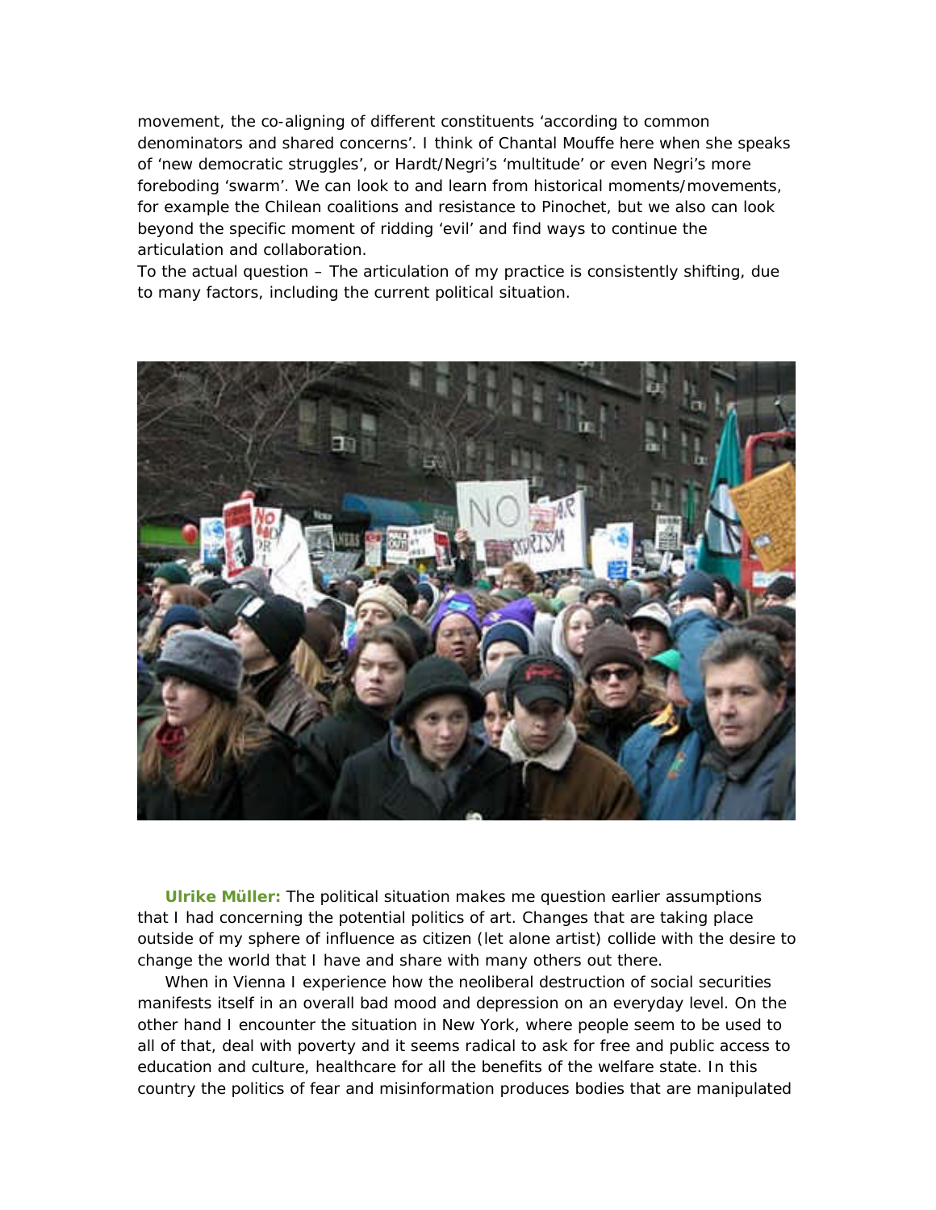movement, the co-aligning of different constituents 'according to common denominators and shared concerns'. I think of Chantal Mouffe here when she speaks of 'new democratic struggles', or Hardt/Negri's 'multitude' or even Negri's more foreboding 'swarm'. We can look to and learn from historical moments/movements, for example the Chilean coalitions and resistance to Pinochet, but we also can look beyond the specific moment of ridding 'evil' and find ways to continue the articulation and collaboration.

To the actual question – The articulation of my practice is consistently shifting, due to many factors, including the current political situation.

**Ulrike Müller:** The political situation makes me question earlier assumptions that I had concerning the potential politics of art. Changes that are taking place outside of my sphere of influence as citizen (let alone artist) collide with the desire to change the world that I have and share with many others out there.

When in Vienna I experience how the neoliberal destruction of social securities manifests itself in an overall bad mood and depression on an everyday level. On the other hand I encounter the situation in New York, where people seem to be used to all of that, deal with poverty and it seems radical to ask for free and public access to education and culture, healthcare for all the benefits of the welfare state. In this country the politics of fear and misinformation produces bodies that are manipulated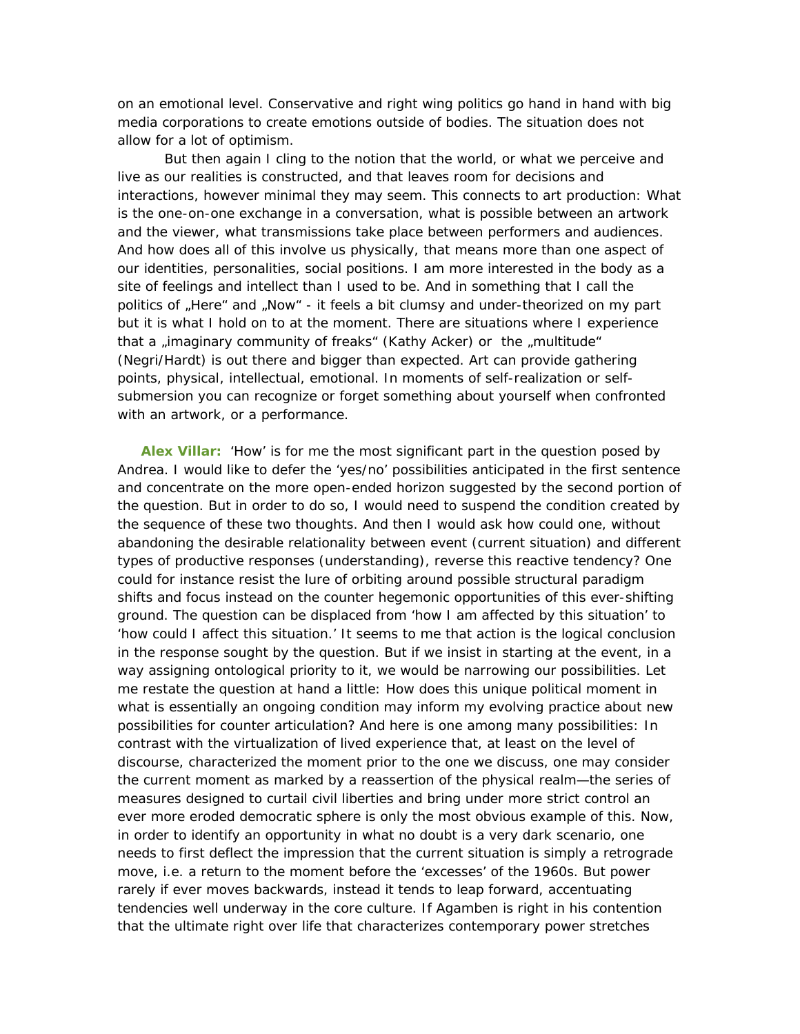on an emotional level. Conservative and right wing politics go hand in hand with big media corporations to create emotions outside of bodies. The situation does not allow for a lot of optimism.

But then again I cling to the notion that the world, or what we perceive and live as our realities is constructed, and that leaves room for decisions and interactions, however minimal they may seem. This connects to art production: What is the one-on-one exchange in a conversation, what is possible between an artwork and the viewer, what transmissions take place between performers and audiences. And how does all of this involve us physically, that means more than one aspect of our identities, personalities, social positions. I am more interested in the body as a site of feelings and intellect than I used to be. And in something that I call the politics of „Here" and „Now" - it feels a bit clumsy and under-theorized on my part but it is what I hold on to at the moment. There are situations where I experience that a „imaginary community of freaks" (Kathy Acker) or the „multitude" (Negri/Hardt) is out there and bigger than expected. Art can provide gathering points, physical, intellectual, emotional. In moments of self-realization or self-submersion you can recognize or forget something about yourself when confronted with an artwork, or a performance.

**Alex Villar:** 'How' is for me the most significant part in the question posed by Andrea. I would like to defer the 'yes/no' possibilities anticipated in the first sentence and concentrate on the more open-ended horizon suggested by the second portion of the question. But in order to do so, I would need to suspend the condition created by the sequence of these two thoughts. And then I would ask how could one, without abandoning the desirable relationality between event (current situation) and different types of productive responses (understanding), reverse this reactive tendency? One could for instance resist the lure of orbiting around possible structural paradigm shifts and focus instead on the counter hegemonic opportunities of this ever-shifting ground. The question can be displaced from 'how I am affected by this situation' to 'how could I affect this situation.' It seems to me that action is the logical conclusion in the response sought by the question. But if we insist in starting at the event, in a way assigning ontological priority to it, we would be narrowing our possibilities. Let me restate the question at hand a little: How does this unique political moment in what is essentially an ongoing condition may inform my evolving practice about new possibilities for counter articulation? And here is one among many possibilities: In contrast with the virtualization of lived experience that, at least on the level of discourse, characterized the moment prior to the one we discuss, one may consider the current moment as marked by a reassertion of the physical realm—the series of measures designed to curtail civil liberties and bring under more strict control an ever more eroded democratic sphere is only the most obvious example of this. Now, in order to identify an opportunity in what no doubt is a very dark scenario, one needs to first deflect the impression that the current situation is simply a retrograde move, i.e. a return to the moment before the 'excesses' of the 1960s. But power rarely if ever moves backwards, instead it tends to leap forward, accentuating tendencies well underway in the core culture. If Agamben is right in his contention that the ultimate right over life that characterizes contemporary power stretches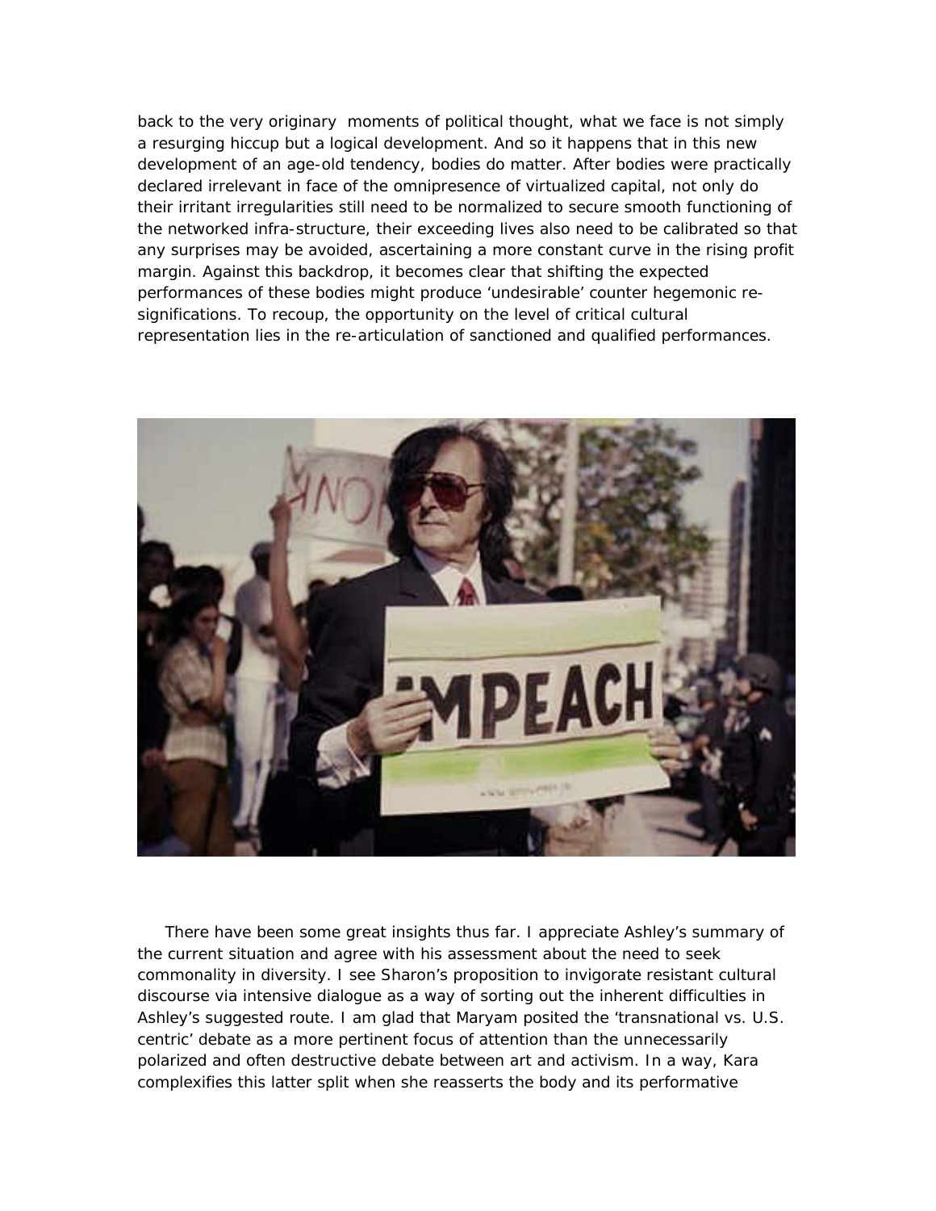back to the very originary moments of political thought, what we face is not simply a resurging hiccup but a logical development. And so it happens that in this new development of an age-old tendency, bodies do matter. After bodies were practically declared irrelevant in face of the omnipresence of virtualized capital, not only do their irritant irregularities still need to be normalized to secure smooth functioning of the networked infra-structure, their exceeding lives also need to be calibrated so that any surprises may be avoided, ascertaining a more constant curve in the rising profit margin. Against this backdrop, it becomes clear that shifting the expected performances of these bodies might produce 'undesirable' counter hegemonic re-significations. To recoup, the opportunity on the level of critical cultural representation lies in the re-articulation of sanctioned and qualified performances.

There have been some great insights thus far. I appreciate Ashley's summary of the current situation and agree with his assessment about the need to seek commonality in diversity. I see Sharon's proposition to invigorate resistant cultural discourse via intensive dialogue as a way of sorting out the inherent difficulties in Ashley's suggested route. I am glad that Maryam posited the 'transnational vs. U.S. centric' debate as a more pertinent focus of attention than the unnecessarily polarized and often destructive debate between art and activism. In a way, Kara complexifies this latter split when she reasserts the body and its performative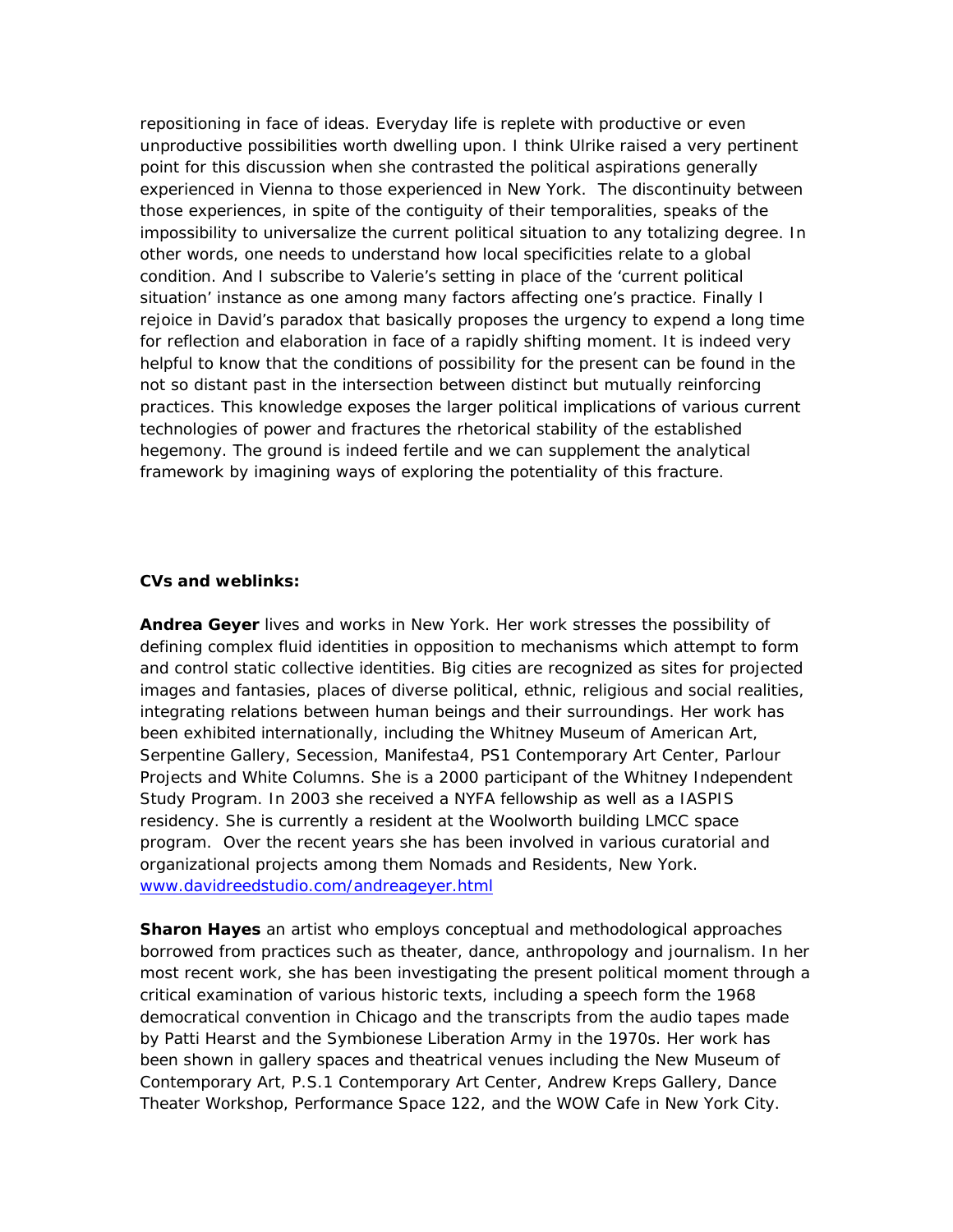repositioning in face of ideas. Everyday life is replete with productive or even unproductive possibilities worth dwelling upon. I think Ulrike raised a very pertinent point for this discussion when she contrasted the political aspirations generally experienced in Vienna to those experienced in New York. The discontinuity between those experiences, in spite of the contiguity of their temporalities, speaks of the impossibility to universalize the current political situation to any totalizing degree. In other words, one needs to understand how local specificities relate to a global condition. And I subscribe to Valerie's setting in place of the 'current political situation' instance as one among many factors affecting one's practice. Finally I rejoice in David's paradox that basically proposes the urgency to expend a long time for reflection and elaboration in face of a rapidly shifting moment. It is indeed very helpful to know that the conditions of possibility for the present can be found in the not so distant past in the intersection between distinct but mutually reinforcing practices. This knowledge exposes the larger political implications of various current technologies of power and fractures the rhetorical stability of the established hegemony. The ground is indeed fertile and we can supplement the analytical framework by imagining ways of exploring the potentiality of this fracture.

**CVs and weblinks:**

**Andrea Geyer** lives and works in New York. Her work stresses the possibility of defining complex fluid identities in opposition to mechanisms which attempt to form and control static collective identities. Big cities are recognized as sites for projected images and fantasies, places of diverse political, ethnic, religious and social realities, integrating relations between human beings and their surroundings. Her work has been exhibited internationally, including the Whitney Museum of American Art, Serpentine Gallery, Secession, Manifesta4, PS1 Contemporary Art Center, Parlour Projects and White Columns. She is a 2000 participant of the Whitney Independent Study Program. In 2003 she received a NYFA fellowship as well as a IASPIS residency. She is currently a resident at the Woolworth building LMCC space program. Over the recent years she has been involved in various curatorial and organizational projects among them Nomads and Residents, New York.
www.davidreedstudio.com/andreageyer.html

**Sharon Hayes** an artist who employs conceptual and methodological approaches borrowed from practices such as theater, dance, anthropology and journalism. In her most recent work, she has been investigating the present political moment through a critical examination of various historic texts, including a speech form the 1968 democratical convention in Chicago and the transcripts from the audio tapes made by Patti Hearst and the Symbionese Liberation Army in the 1970s. Her work has been shown in gallery spaces and theatrical venues including the New Museum of Contemporary Art, P.S.1 Contemporary Art Center, Andrew Kreps Gallery, Dance Theater Workshop, Performance Space 122, and the WOW Cafe in New York City.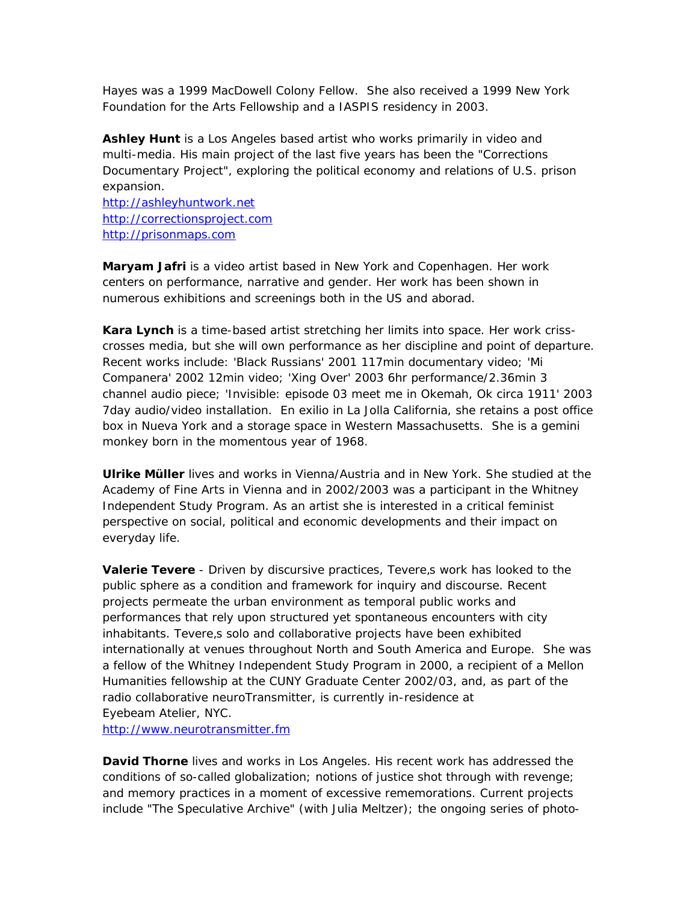Hayes was a 1999 MacDowell Colony Fellow. She also received a 1999 New York Foundation for the Arts Fellowship and a IASPIS residency in 2003.

**Ashley Hunt** is a Los Angeles based artist who works primarily in video and multi-media. His main project of the last five years has been the "Corrections Documentary Project", exploring the political economy and relations of U.S. prison expansion.
http://ashleyhuntwork.net
http://correctionsproject.com
http://prisonmaps.com

**Maryam Jafri** is a video artist based in New York and Copenhagen. Her work centers on performance, narrative and gender. Her work has been shown in numerous exhibitions and screenings both in the US and aborad.

**Kara Lynch** is a time-based artist stretching her limits into space. Her work criss-crosses media, but she will own performance as her discipline and point of departure. Recent works include: 'Black Russians' 2001 117min documentary video; 'Mi Companera' 2002 12min video; 'Xing Over' 2003 6hr performance/2.36min 3 channel audio piece; 'Invisible: episode 03 meet me in Okemah, Ok circa 1911' 2003 7day audio/video installation. En exilio in La Jolla California, she retains a post office box in Nueva York and a storage space in Western Massachusetts. She is a gemini monkey born in the momentous year of 1968.

**Ulrike Müller** lives and works in Vienna/Austria and in New York. She studied at the Academy of Fine Arts in Vienna and in 2002/2003 was a participant in the Whitney Independent Study Program. As an artist she is interested in a critical feminist perspective on social, political and economic developments and their impact on everyday life.

**Valerie Tevere** - Driven by discursive practices, Tevere,s work has looked to the public sphere as a condition and framework for inquiry and discourse. Recent projects permeate the urban environment as temporal public works and performances that rely upon structured yet spontaneous encounters with city inhabitants. Tevere,s solo and collaborative projects have been exhibited internationally at venues throughout North and South America and Europe. She was a fellow of the Whitney Independent Study Program in 2000, a recipient of a Mellon Humanities fellowship at the CUNY Graduate Center 2002/03, and, as part of the radio collaborative neuroTransmitter, is currently in-residence at Eyebeam Atelier, NYC.
http://www.neurotransmitter.fm

**David Thorne** lives and works in Los Angeles. His recent work has addressed the conditions of so-called globalization; notions of justice shot through with revenge; and memory practices in a moment of excessive rememorations. Current projects include "The Speculative Archive" (with Julia Meltzer); the ongoing series of photo-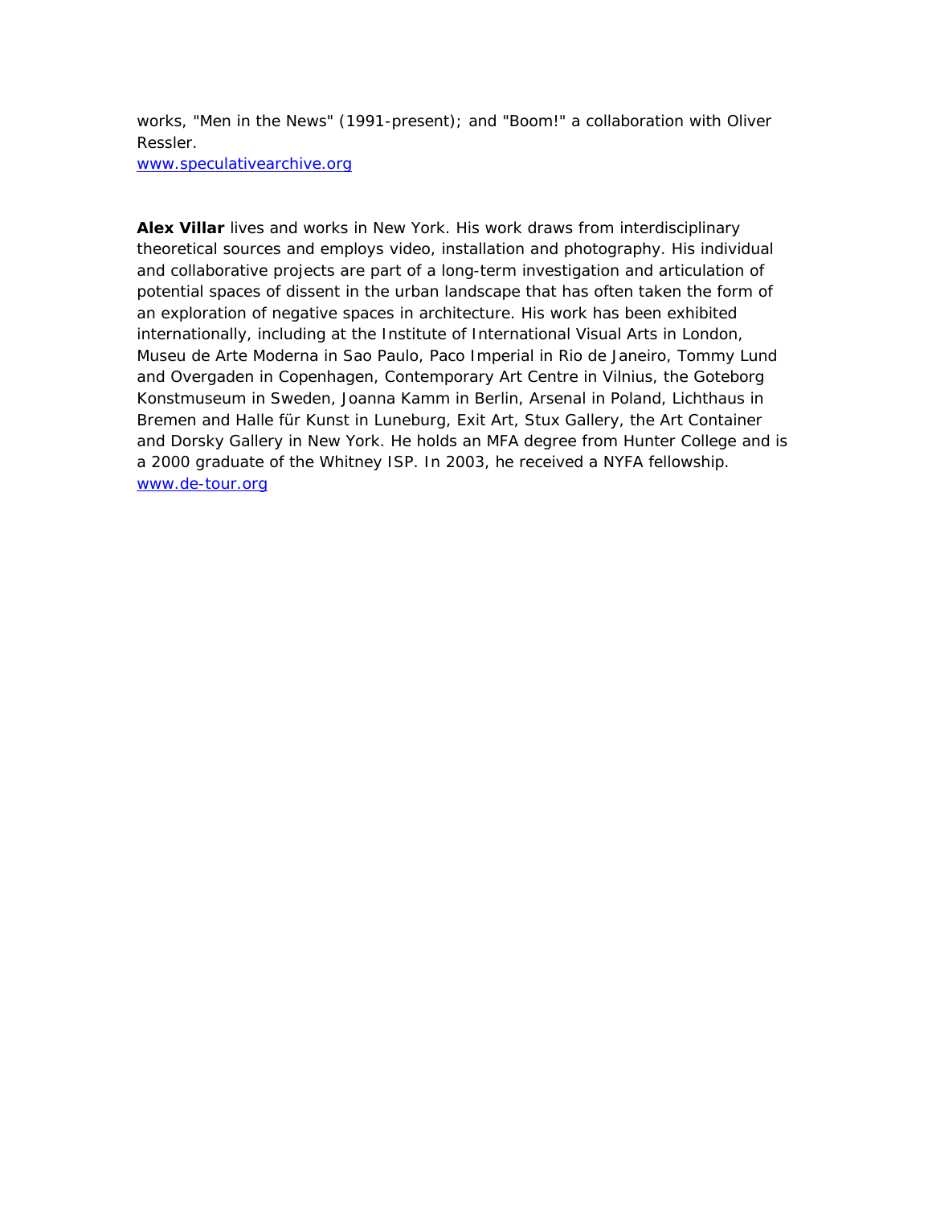works, "Men in the News" (1991-present); and "Boom!" a collaboration with Oliver Ressler.
[www.speculativearchive.org](http://www.speculativearchive.org)

**Alex Villar** lives and works in New York. His work draws from interdisciplinary theoretical sources and employs video, installation and photography. His individual and collaborative projects are part of a long-term investigation and articulation of potential spaces of dissent in the urban landscape that has often taken the form of an exploration of negative spaces in architecture. His work has been exhibited internationally, including at the Institute of International Visual Arts in London, Museu de Arte Moderna in Sao Paulo, Paco Imperial in Rio de Janeiro, Tommy Lund and Overgaden in Copenhagen, Contemporary Art Centre in Vilnius, the Goteborg Konstmuseum in Sweden, Joanna Kamm in Berlin, Arsenal in Poland, Lichthaus in Bremen and Halle für Kunst in Luneburg, Exit Art, Stux Gallery, the Art Container and Dorsky Gallery in New York. He holds an MFA degree from Hunter College and is a 2000 graduate of the Whitney ISP. In 2003, he received a NYFA fellowship.
[www.de-tour.org](http://www.de-tour.org)